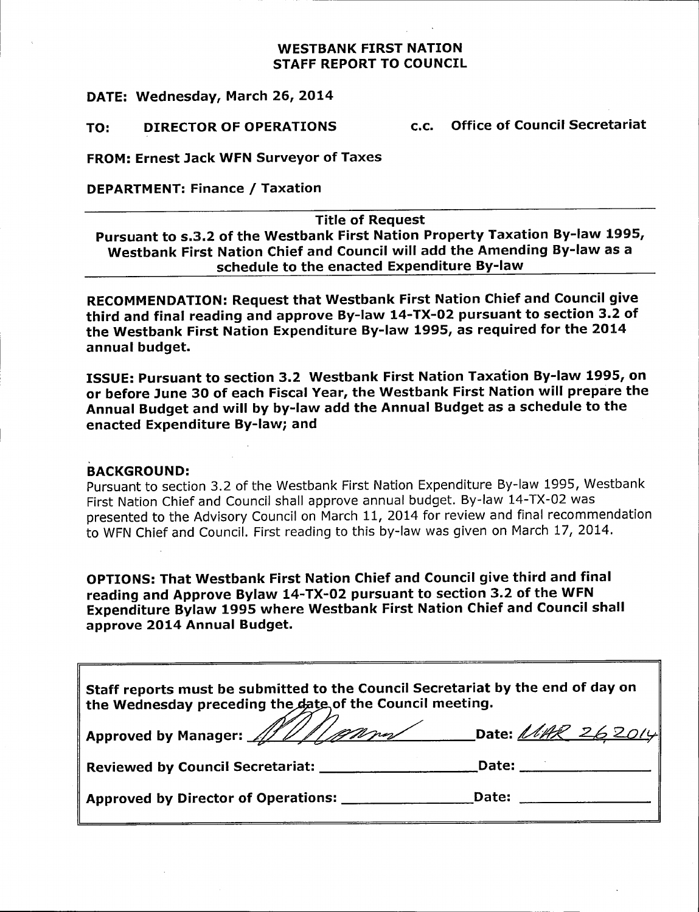# WESTBANK FIRST NATION
## STAFF REPORT TO COUNCIL

**DATE: Wednesday, March 26, 2014**

**TO: DIRECTOR OF OPERATIONS** &nbsp;&nbsp;&nbsp;&nbsp; **c.c. Office of Council Secretariat**

**FROM: Ernest Jack WFN Surveyor of Taxes**

**DEPARTMENT: Finance / Taxation**

---

**Title of Request**

**Pursuant to s.3.2 of the Westbank First Nation Property Taxation By-law 1995, Westbank First Nation Chief and Council will add the Amending By-law as a schedule to the enacted Expenditure By-law**

---

**RECOMMENDATION: Request that Westbank First Nation Chief and Council give third and final reading and approve By-law 14-TX-02 pursuant to section 3.2 of the Westbank First Nation Expenditure By-law 1995, as required for the 2014 annual budget.**

**ISSUE: Pursuant to section 3.2 Westbank First Nation Taxation By-law 1995, on or before June 30 of each Fiscal Year, the Westbank First Nation will prepare the Annual Budget and will by by-law add the Annual Budget as a schedule to the enacted Expenditure By-law; and**

**BACKGROUND:**

Pursuant to section 3.2 of the Westbank First Nation Expenditure By-law 1995, Westbank First Nation Chief and Council shall approve annual budget. By-law 14-TX-02 was presented to the Advisory Council on March 11, 2014 for review and final recommendation to WFN Chief and Council. First reading to this by-law was given on March 17, 2014.

**OPTIONS: That Westbank First Nation Chief and Council give third and final reading and Approve Bylaw 14-TX-02 pursuant to section 3.2 of the WFN Expenditure Bylaw 1995 where Westbank First Nation Chief and Council shall approve 2014 Annual Budget.**

---

**Staff reports must be submitted to the Council Secretariat by the end of day on the Wednesday preceding the date of the Council meeting.**

**Approved by Manager:** _[signature]_ **Date:** _MAR 26 2014_

**Reviewed by Council Secretariat:** ____________ **Date:** ____________

**Approved by Director of Operations:** ____________ **Date:** ____________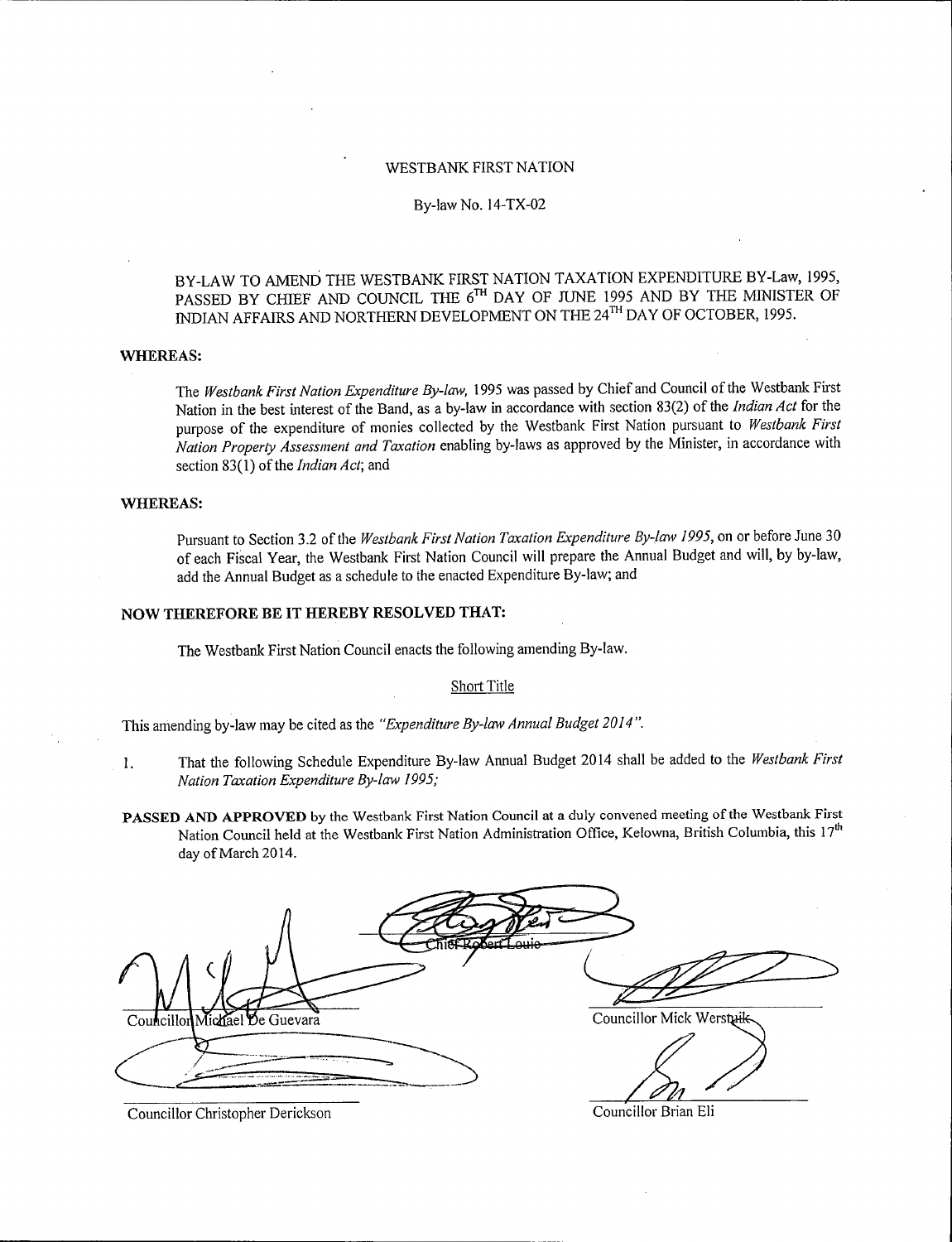WESTBANK FIRST NATION

By-law No. 14-TX-02

BY-LAW TO AMEND THE WESTBANK FIRST NATION TAXATION EXPENDITURE BY-Law, 1995, PASSED BY CHIEF AND COUNCIL THE 6TH DAY OF JUNE 1995 AND BY THE MINISTER OF INDIAN AFFAIRS AND NORTHERN DEVELOPMENT ON THE 24TH DAY OF OCTOBER, 1995.

**WHEREAS:**

The *Westbank First Nation Expenditure By-law,* 1995 was passed by Chief and Council of the Westbank First Nation in the best interest of the Band, as a by-law in accordance with section 83(2) of the *Indian Act* for the purpose of the expenditure of monies collected by the Westbank First Nation pursuant to *Westbank First Nation Property Assessment and Taxation* enabling by-laws as approved by the Minister, in accordance with section 83(1) of the *Indian Act*; and

**WHEREAS:**

Pursuant to Section 3.2 of the *Westbank First Nation Taxation Expenditure By-law 1995,* on or before June 30 of each Fiscal Year, the Westbank First Nation Council will prepare the Annual Budget and will, by by-law, add the Annual Budget as a schedule to the enacted Expenditure By-law; and

**NOW THEREFORE BE IT HEREBY RESOLVED THAT:**

The Westbank First Nation Council enacts the following amending By-law.

Short Title

This amending by-law may be cited as the *"Expenditure By-law Annual Budget 2014".*

1. That the following Schedule Expenditure By-law Annual Budget 2014 shall be added to the *Westbank First Nation Taxation Expenditure By-law 1995;*

**PASSED AND APPROVED** by the Westbank First Nation Council at a duly convened meeting of the Westbank First Nation Council held at the Westbank First Nation Administration Office, Kelowna, British Columbia, this 17th day of March 2014.

Chief Robert Louie

Councillor Michael De Guevara

Councillor Mick Werstuik

Councillor Christopher Derickson

Councillor Brian Eli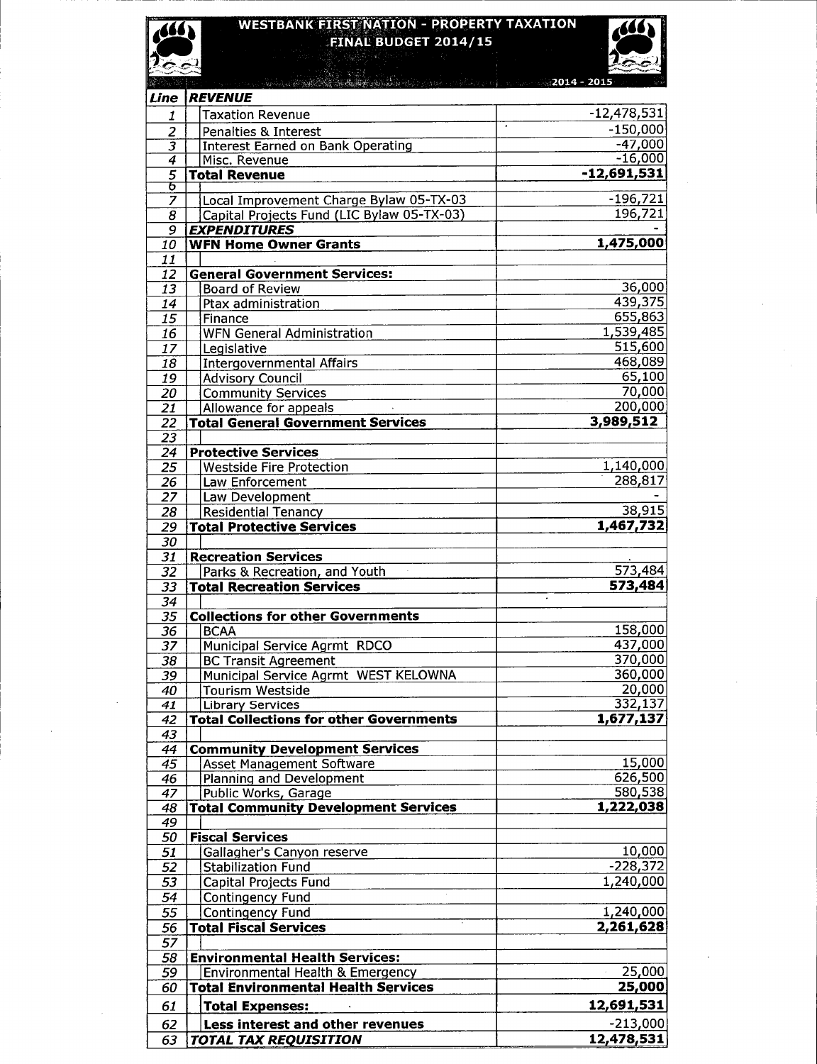# WESTBANK FIRST NATION - PROPERTY TAXATION

## FINAL BUDGET 2014/15

| Line | | 2014 - 2015 |
|---|---|---|
| | **REVENUE** | |
| 1 | Taxation Revenue | -12,478,531 |
| 2 | Penalties & Interest | -150,000 |
| 3 | Interest Earned on Bank Operating | -47,000 |
| 4 | Misc. Revenue | -16,000 |
| 5 | **Total Revenue** | **-12,691,531** |
| 6 | | |
| 7 | Local Improvement Charge Bylaw 05-TX-03 | -196,721 |
| 8 | Capital Projects Fund (LIC Bylaw 05-TX-03) | 196,721 |
| 9 | **EXPENDITURES** | - |
| 10 | **WFN Home Owner Grants** | **1,475,000** |
| 11 | | |
| 12 | **General Government Services:** | |
| 13 | Board of Review | 36,000 |
| 14 | Ptax administration | 439,375 |
| 15 | Finance | 655,863 |
| 16 | WFN General Administration | 1,539,485 |
| 17 | Legislative | 515,600 |
| 18 | Intergovernmental Affairs | 468,089 |
| 19 | Advisory Council | 65,100 |
| 20 | Community Services | 70,000 |
| 21 | Allowance for appeals | 200,000 |
| 22 | **Total General Government Services** | **3,989,512** |
| 23 | | |
| 24 | **Protective Services** | |
| 25 | Westside Fire Protection | 1,140,000 |
| 26 | Law Enforcement | 288,817 |
| 27 | Law Development | - |
| 28 | Residential Tenancy | 38,915 |
| 29 | **Total Protective Services** | **1,467,732** |
| 30 | | |
| 31 | **Recreation Services** | |
| 32 | Parks & Recreation, and Youth | 573,484 |
| 33 | **Total Recreation Services** | **573,484** |
| 34 | | |
| 35 | **Collections for other Governments** | |
| 36 | BCAA | 158,000 |
| 37 | Municipal Service Agrmt RDCO | 437,000 |
| 38 | BC Transit Agreement | 370,000 |
| 39 | Municipal Service Agrmt WEST KELOWNA | 360,000 |
| 40 | Tourism Westside | 20,000 |
| 41 | Library Services | 332,137 |
| 42 | **Total Collections for other Governments** | **1,677,137** |
| 43 | | |
| 44 | **Community Development Services** | |
| 45 | Asset Management Software | 15,000 |
| 46 | Planning and Development | 626,500 |
| 47 | Public Works, Garage | 580,538 |
| 48 | **Total Community Development Services** | **1,222,038** |
| 49 | | |
| 50 | **Fiscal Services** | |
| 51 | Gallagher's Canyon reserve | 10,000 |
| 52 | Stabilization Fund | -228,372 |
| 53 | Capital Projects Fund | 1,240,000 |
| 54 | Contingency Fund | |
| 55 | Contingency Fund | 1,240,000 |
| 56 | **Total Fiscal Services** | **2,261,628** |
| 57 | | |
| 58 | **Environmental Health Services:** | |
| 59 | Environmental Health & Emergency | 25,000 |
| 60 | **Total Environmental Health Services** | **25,000** |
| 61 | **Total Expenses:** | **12,691,531** |
| 62 | **Less interest and other revenues** | **-213,000** |
| 63 | **TOTAL TAX REQUISITION** | **12,478,531** |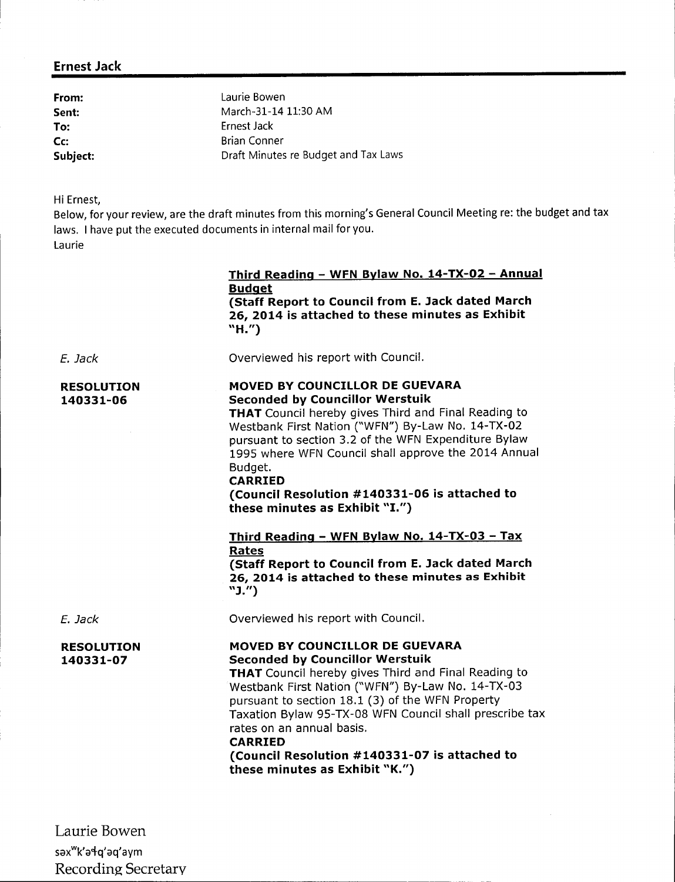## Ernest Jack

**From:** Laurie Bowen
**Sent:** March-31-14 11:30 AM
**To:** Ernest Jack
**Cc:** Brian Conner
**Subject:** Draft Minutes re Budget and Tax Laws

Hi Ernest,

Below, for your review, are the draft minutes from this morning's General Council Meeting re: the budget and tax laws. I have put the executed documents in internal mail for you.

Laurie

**<u>Third Reading – WFN Bylaw No. 14-TX-02 – Annual Budget</u>**

**(Staff Report to Council from E. Jack dated March 26, 2014 is attached to these minutes as Exhibit "H.")**

*E. Jack* — Overviewed his report with Council.

**RESOLUTION 140331-06**

**MOVED BY COUNCILLOR DE GUEVARA**
**Seconded by Councillor Werstuik**

**THAT** Council hereby gives Third and Final Reading to Westbank First Nation ("WFN") By-Law No. 14-TX-02 pursuant to section 3.2 of the WFN Expenditure Bylaw 1995 where WFN Council shall approve the 2014 Annual Budget.

**CARRIED**

**(Council Resolution #140331-06 is attached to these minutes as Exhibit "I.")**

**<u>Third Reading – WFN Bylaw No. 14-TX-03 – Tax Rates</u>**

**(Staff Report to Council from E. Jack dated March 26, 2014 is attached to these minutes as Exhibit "J.")**

*E. Jack* — Overviewed his report with Council.

**RESOLUTION 140331-07**

**MOVED BY COUNCILLOR DE GUEVARA**
**Seconded by Councillor Werstuik**

**THAT** Council hereby gives Third and Final Reading to Westbank First Nation ("WFN") By-Law No. 14-TX-03 pursuant to section 18.1 (3) of the WFN Property Taxation Bylaw 95-TX-08 WFN Council shall prescribe tax rates on an annual basis.

**CARRIED**

**(Council Resolution #140331-07 is attached to these minutes as Exhibit "K.")**

Laurie Bowen
səxʷk'əɬq'əq'aym
Recording Secretary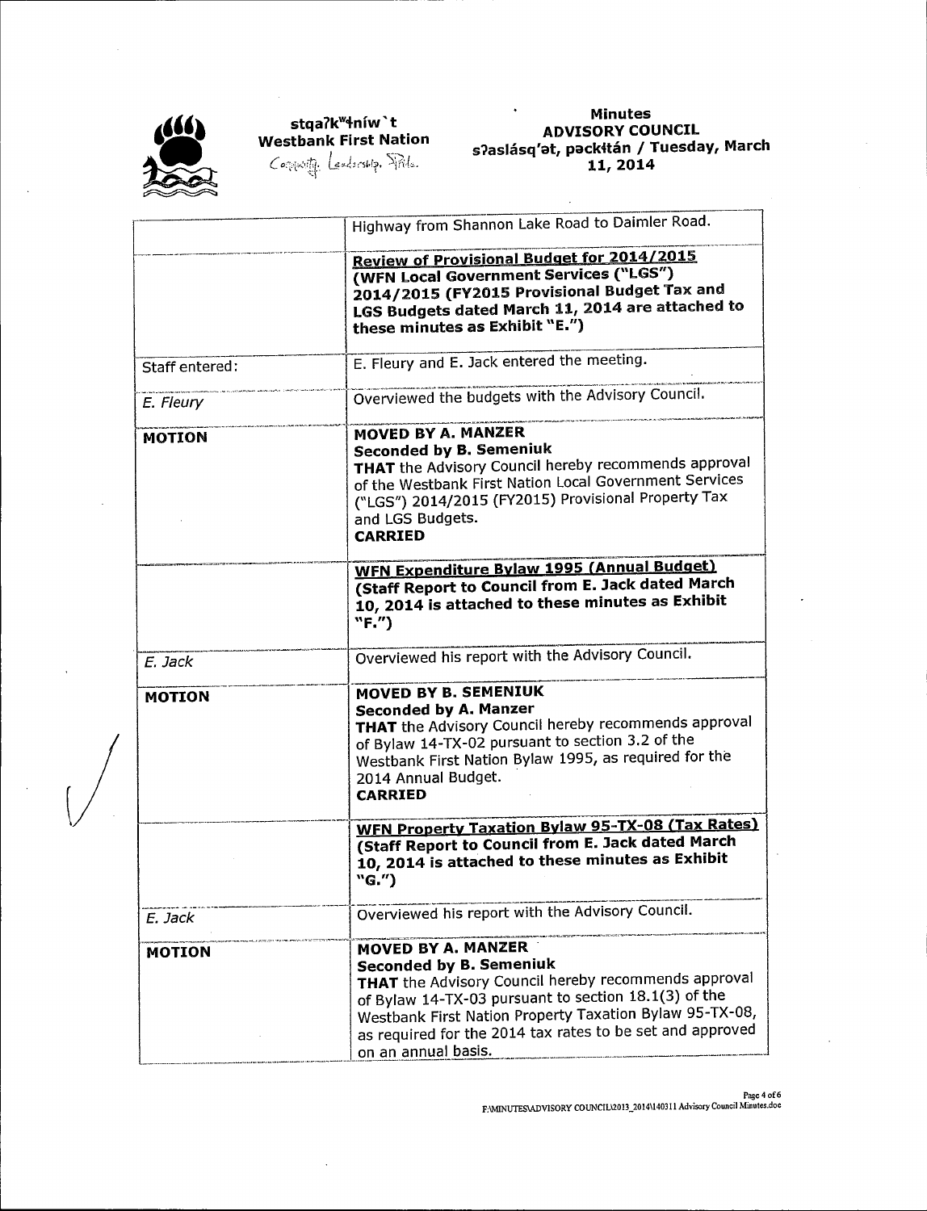| | |
|---|---|
| | Highway from Shannon Lake Road to Daimler Road. |
| | **Review of Provisional Budget for 2014/2015 (WFN Local Government Services ("LGS") 2014/2015 (FY2015 Provisional Budget Tax and LGS Budgets dated March 11, 2014 are attached to these minutes as Exhibit "E.")** |
| Staff entered: | E. Fleury and E. Jack entered the meeting. |
| *E. Fleury* | Overviewed the budgets with the Advisory Council. |
| **MOTION** | **MOVED BY A. MANZER**<br>**Seconded by B. Semeniuk**<br>**THAT** the Advisory Council hereby recommends approval of the Westbank First Nation Local Government Services ("LGS") 2014/2015 (FY2015) Provisional Property Tax and LGS Budgets.<br>**CARRIED** |
| | **WFN Expenditure Bylaw 1995 (Annual Budget) (Staff Report to Council from E. Jack dated March 10, 2014 is attached to these minutes as Exhibit "F.")** |
| *E. Jack* | Overviewed his report with the Advisory Council. |
| **MOTION** | **MOVED BY B. SEMENIUK**<br>**Seconded by A. Manzer**<br>**THAT** the Advisory Council hereby recommends approval of Bylaw 14-TX-02 pursuant to section 3.2 of the Westbank First Nation Bylaw 1995, as required for the 2014 Annual Budget.<br>**CARRIED** |
| | **WFN Property Taxation Bylaw 95-TX-08 (Tax Rates) (Staff Report to Council from E. Jack dated March 10, 2014 is attached to these minutes as Exhibit "G.")** |
| *E. Jack* | Overviewed his report with the Advisory Council. |
| **MOTION** | **MOVED BY A. MANZER**<br>**Seconded by B. Semeniuk**<br>**THAT** the Advisory Council hereby recommends approval of Bylaw 14-TX-03 pursuant to section 18.1(3) of the Westbank First Nation Property Taxation Bylaw 95-TX-08, as required for the 2014 tax rates to be set and approved on an annual basis. |